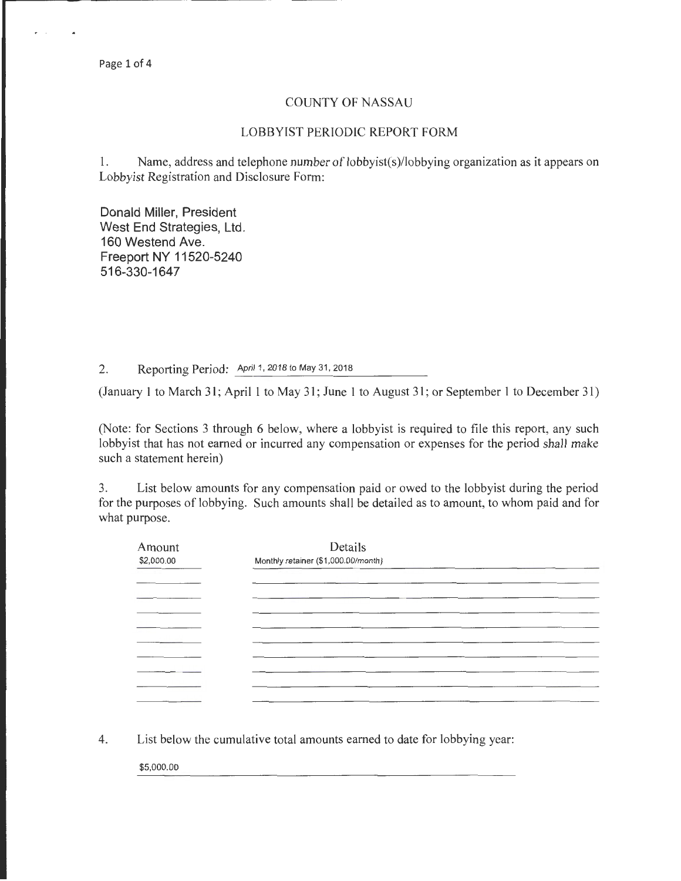# COUNTY OF NASSAU

## LOBBYIST PERIODIC REPORT FORM

1. Name, address and telephone number of lobbyist(s)/lobbying organization as it appears on Lobbyist Registration and Disclosure Form:

Donald Miller, President
West End Strategies, Ltd.
160 Westend Ave.
Freeport NY 11520-5240
516-330-1647

2. Reporting Period: April 1, 2018 to May 31, 2018

(January 1 to March 31; April 1 to May 31; June 1 to August 31; or September 1 to December 31)

(Note: for Sections 3 through 6 below, where a lobbyist is required to file this report, any such lobbyist that has not earned or incurred any compensation or expenses for the period shall make such a statement herein)

3. List below amounts for any compensation paid or owed to the lobbyist during the period for the purposes of lobbying. Such amounts shall be detailed as to amount, to whom paid and for what purpose.

| Amount | Details |
|---|---|
| $2,000.00 | Monthly retainer ($1,000.00/month) |

4. List below the cumulative total amounts earned to date for lobbying year:

$5,000.00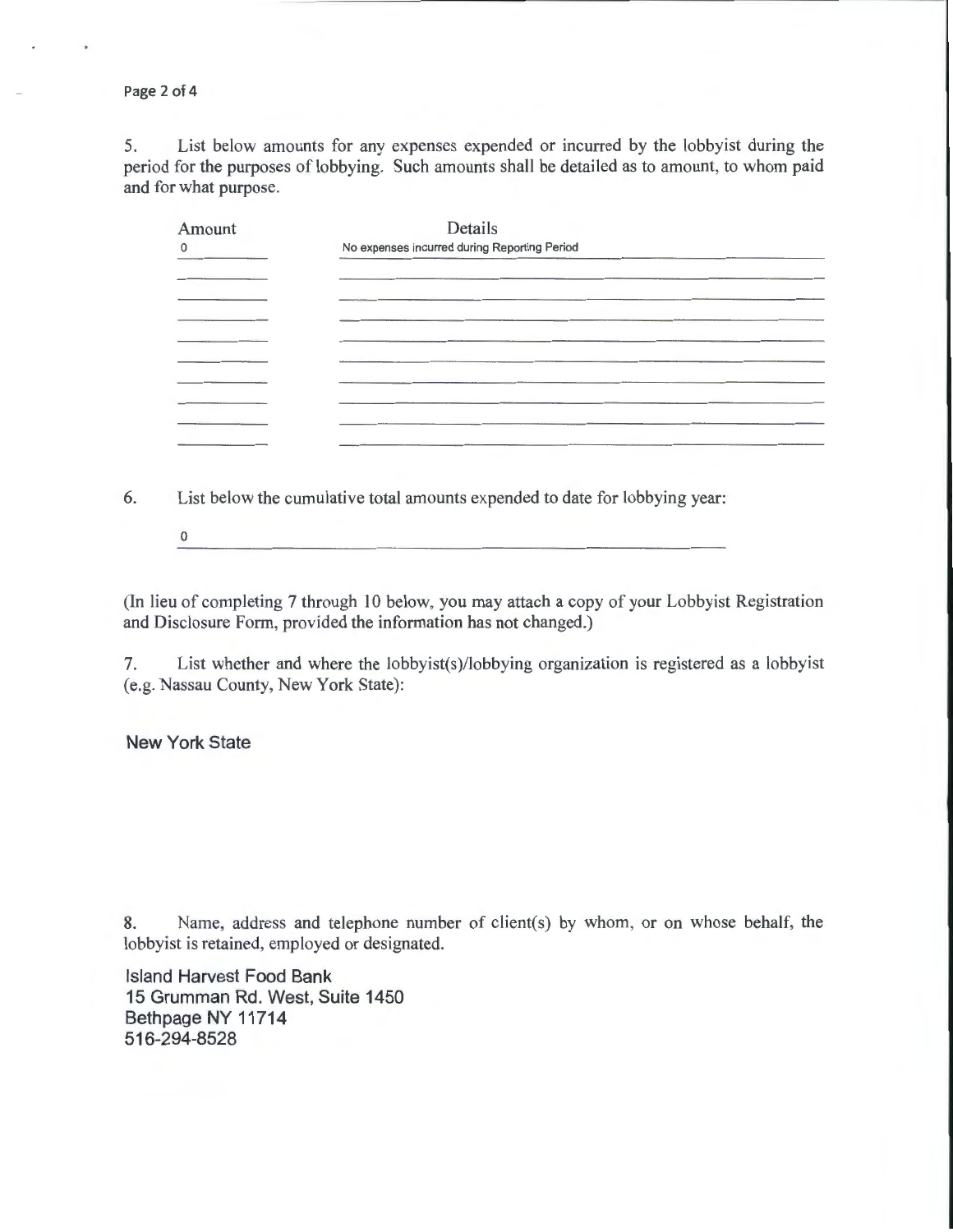5. List below amounts for any expenses expended or incurred by the lobbyist during the period for the purposes of lobbying. Such amounts shall be detailed as to amount, to whom paid and for what purpose.

| Amount | Details |
|---|---|
| 0 | No expenses incurred during Reporting Period |

6. List below the cumulative total amounts expended to date for lobbying year:

0

(In lieu of completing 7 through 10 below, you may attach a copy of your Lobbyist Registration and Disclosure Form, provided the information has not changed.)

7. List whether and where the lobbyist(s)/lobbying organization is registered as a lobbyist (e.g. Nassau County, New York State):

New York State

8. Name, address and telephone number of client(s) by whom, or on whose behalf, the lobbyist is retained, employed or designated.

Island Harvest Food Bank
15 Grumman Rd. West, Suite 1450
Bethpage NY 11714
516-294-8528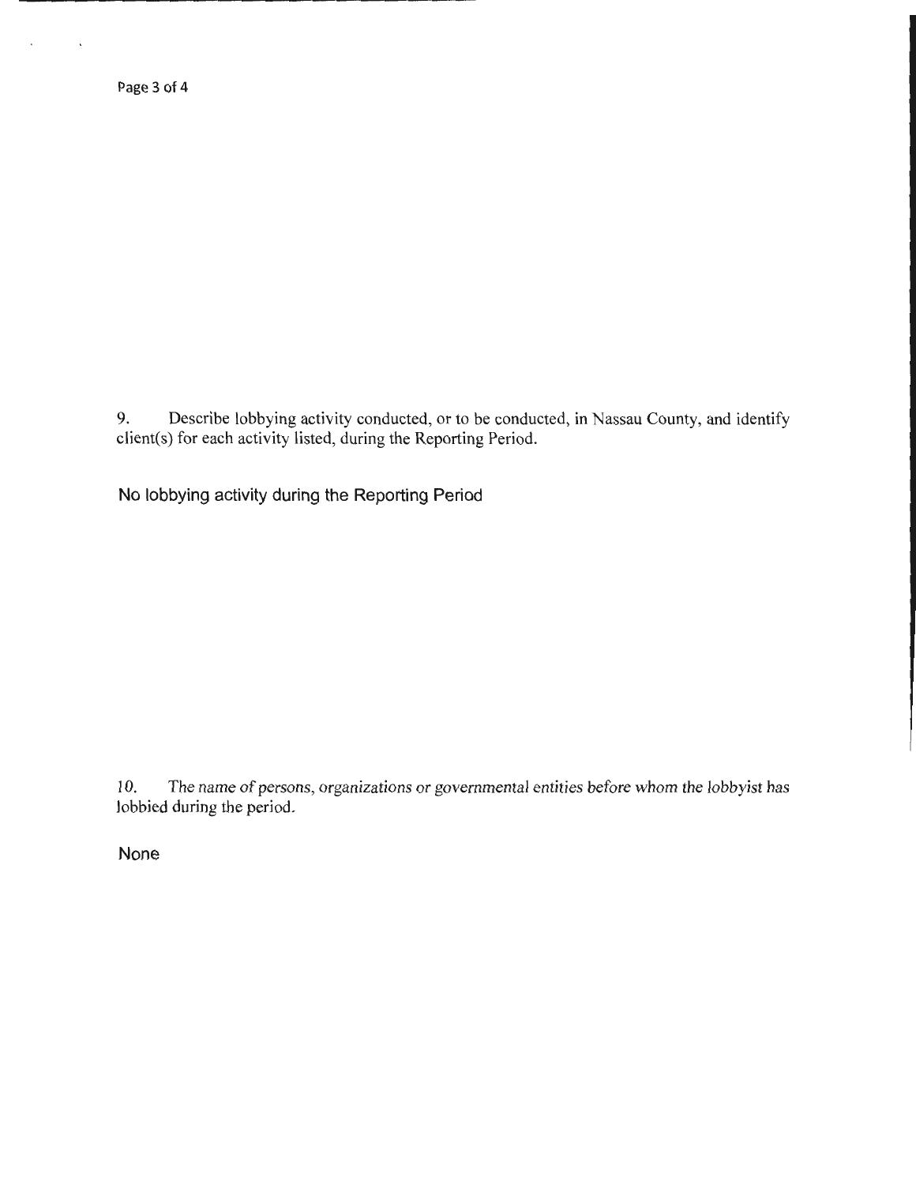9. Describe lobbying activity conducted, or to be conducted, in Nassau County, and identify client(s) for each activity listed, during the Reporting Period.

No lobbying activity during the Reporting Period

10. The name of persons, organizations or governmental entities before whom the lobbyist has lobbied during the period.

None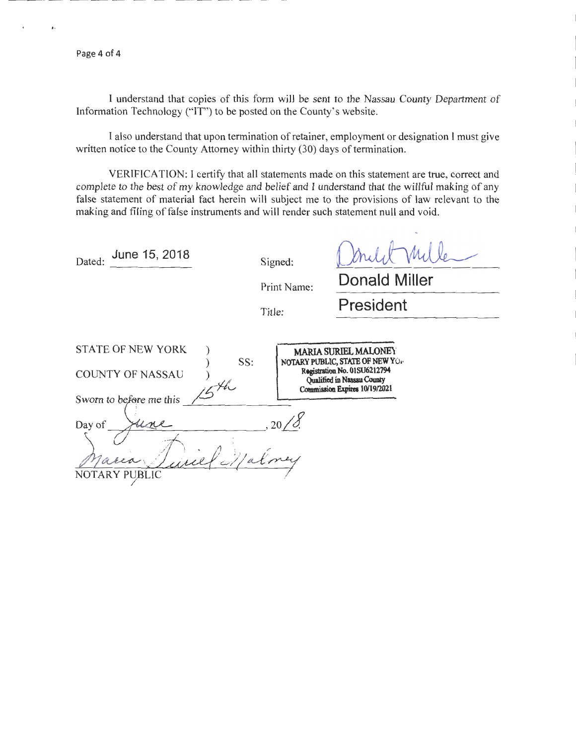I understand that copies of this form will be sent to the Nassau County Department of Information Technology ("IT") to be posted on the County's website.

I also understand that upon termination of retainer, employment or designation I must give written notice to the County Attorney within thirty (30) days of termination.

VERIFICATION: I certify that all statements made on this statement are true, correct and complete to the best of my knowledge and belief and I understand that the willful making of any false statement of material fact herein will subject me to the provisions of law relevant to the making and filing of false instruments and will render such statement null and void.

Dated: June 15, 2018

Signed: Donald Miller

Print Name: Donald Miller

Title: President

STATE OF NEW YORK )
) SS:
COUNTY OF NASSAU )

MARIA SURIEL MALONEY
NOTARY PUBLIC, STATE OF NEW YORK
Registration No. 01SU6212794
Qualified in Nassau County
Commission Expires 10/19/2021

Sworn to before me this 15th

Day of June, 2018

Maria Suriel Maloney
NOTARY PUBLIC